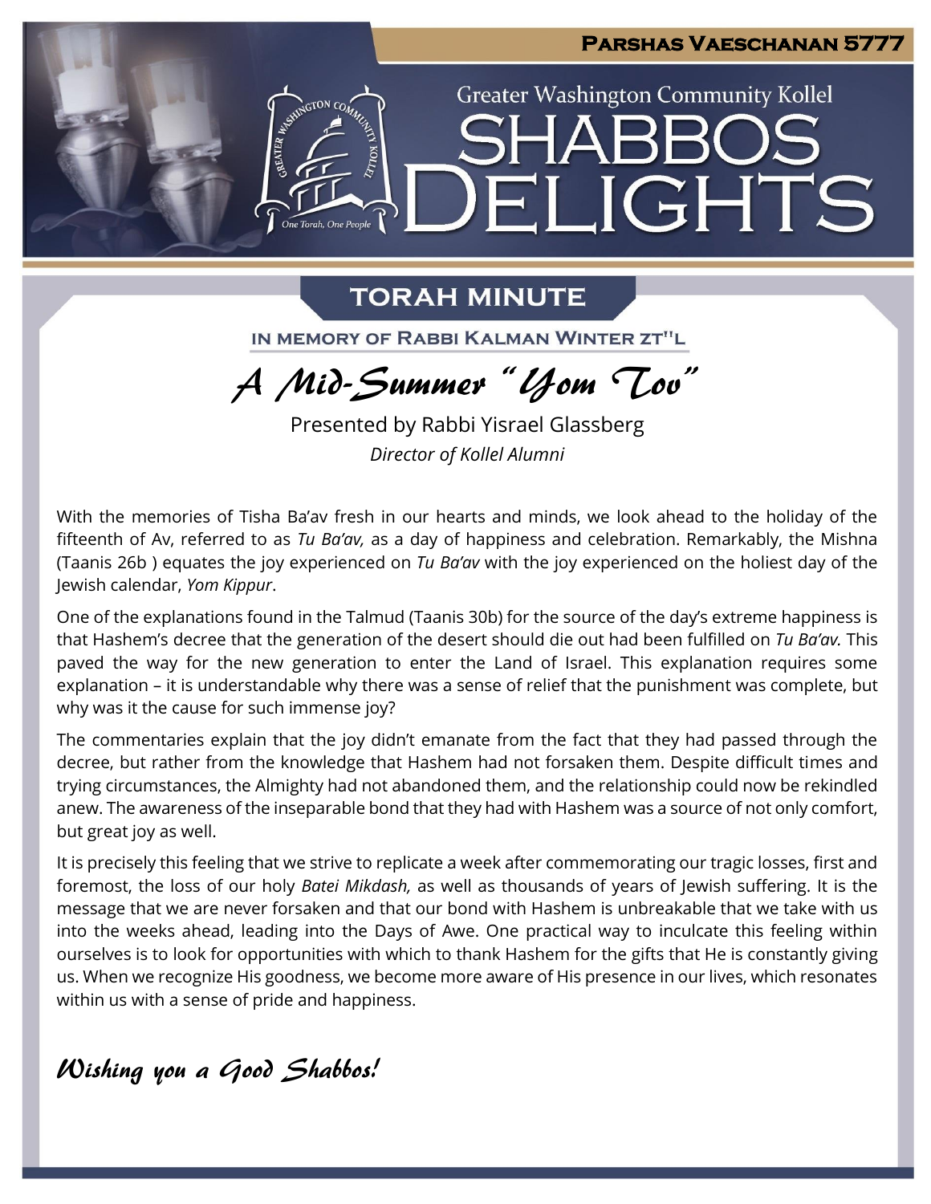# Parshas Vaeschanan 5777

Greater Washington Community Kollel

# Shabbos Delights

## Torah Minute

In Memory of Rabbi Kalman Winter zt"l

## A Mid-Summer "Yom Tov"

Presented by Rabbi Yisrael Glassberg

*Director of Kollel Alumni*

With the memories of Tisha Ba'av fresh in our hearts and minds, we look ahead to the holiday of the fifteenth of Av, referred to as *Tu Ba'av,* as a day of happiness and celebration. Remarkably, the Mishna (Taanis 26b ) equates the joy experienced on *Tu Ba'av* with the joy experienced on the holiest day of the Jewish calendar, *Yom Kippur*.

One of the explanations found in the Talmud (Taanis 30b) for the source of the day's extreme happiness is that Hashem's decree that the generation of the desert should die out had been fulfilled on *Tu Ba'av.* This paved the way for the new generation to enter the Land of Israel. This explanation requires some explanation – it is understandable why there was a sense of relief that the punishment was complete, but why was it the cause for such immense joy?

The commentaries explain that the joy didn't emanate from the fact that they had passed through the decree, but rather from the knowledge that Hashem had not forsaken them. Despite difficult times and trying circumstances, the Almighty had not abandoned them, and the relationship could now be rekindled anew. The awareness of the inseparable bond that they had with Hashem was a source of not only comfort, but great joy as well.

It is precisely this feeling that we strive to replicate a week after commemorating our tragic losses, first and foremost, the loss of our holy *Batei Mikdash,* as well as thousands of years of Jewish suffering. It is the message that we are never forsaken and that our bond with Hashem is unbreakable that we take with us into the weeks ahead, leading into the Days of Awe. One practical way to inculcate this feeling within ourselves is to look for opportunities with which to thank Hashem for the gifts that He is constantly giving us. When we recognize His goodness, we become more aware of His presence in our lives, which resonates within us with a sense of pride and happiness.

*Wishing you a Good Shabbos!*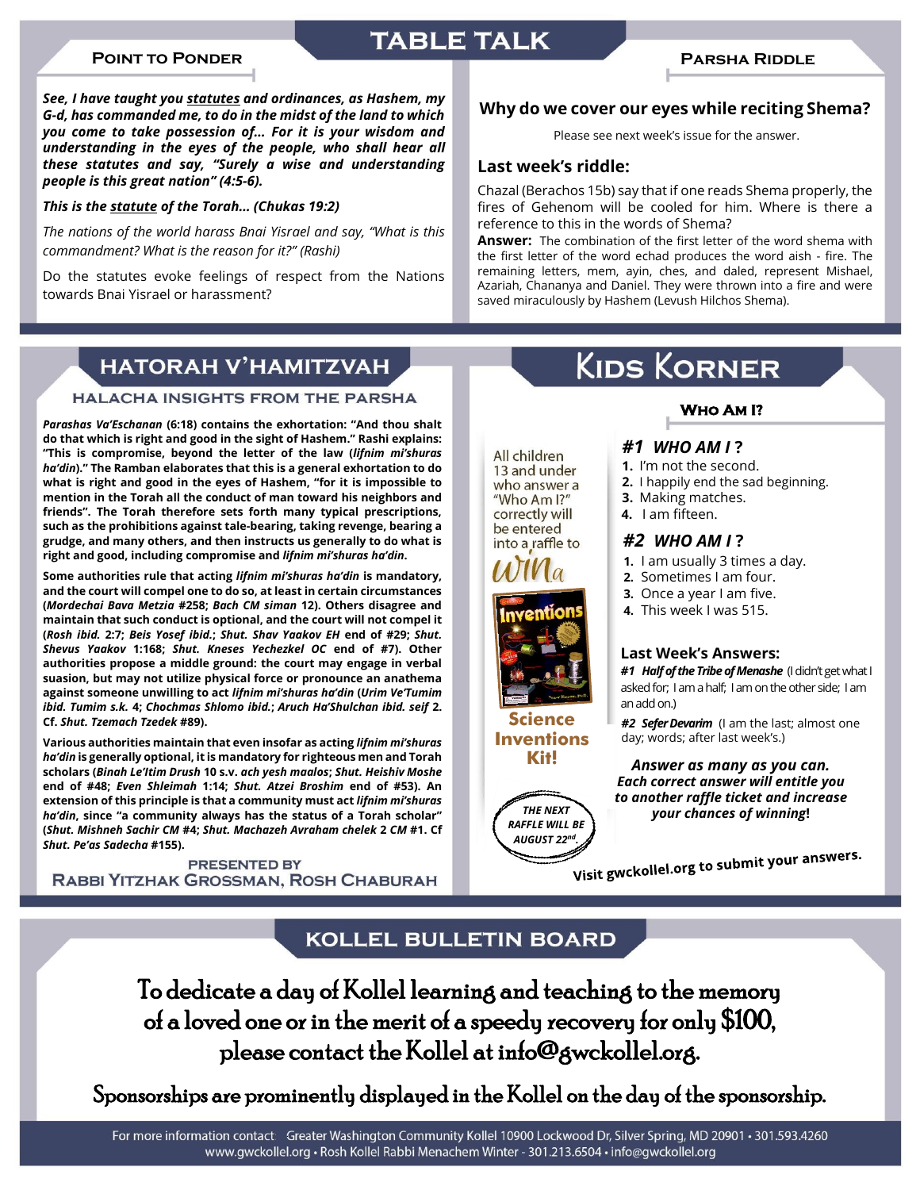# TABLE TALK

## Point to Ponder

***See, I have taught you statutes and ordinances, as Hashem, my G-d, has commanded me, to do in the midst of the land to which you come to take possession of... For it is your wisdom and understanding in the eyes of the people, who shall hear all these statutes and say, "Surely a wise and understanding people is this great nation" (4:5-6).***

***This is the statute of the Torah... (Chukas 19:2)***

*The nations of the world harass Bnai Yisrael and say, "What is this commandment? What is the reason for it?" (Rashi)*

Do the statutes evoke feelings of respect from the Nations towards Bnai Yisrael or harassment?

## Parsha Riddle

**Why do we cover our eyes while reciting Shema?**

Please see next week's issue for the answer.

**Last week's riddle:**

Chazal (Berachos 15b) say that if one reads Shema properly, the fires of Gehenom will be cooled for him. Where is there a reference to this in the words of Shema?

**Answer:** The combination of the first letter of the word shema with the first letter of the word echad produces the word aish - fire. The remaining letters, mem, ayin, ches, and daled, represent Mishael, Azariah, Chananya and Daniel. They were thrown into a fire and were saved miraculously by Hashem (Levush Hilchos Shema).

# HATORAH V'HAMITZVAH

## HALACHA INSIGHTS FROM THE PARSHA

***Parashas Va'Eschanan* (6:18) contains the exhortation: "And thou shalt do that which is right and good in the sight of Hashem." Rashi explains: "This is compromise, beyond the letter of the law (*lifnim mi'shuras ha'din*)." The Ramban elaborates that this is a general exhortation to do what is right and good in the eyes of Hashem, "for it is impossible to mention in the Torah all the conduct of man toward his neighbors and friends". The Torah therefore sets forth many typical prescriptions, such as the prohibitions against tale-bearing, taking revenge, bearing a grudge, and many others, and then instructs us generally to do what is right and good, including compromise and *lifnim mi'shuras ha'din*.**

**Some authorities rule that acting *lifnim mi'shuras ha'din* is mandatory, and the court will compel one to do so, at least in certain circumstances (*Mordechai Bava Metzia* #258; *Bach CM siman* 12). Others disagree and maintain that such conduct is optional, and the court will not compel it (*Rosh ibid.* 2:7; *Beis Yosef ibid.*; *Shut. Shav Yaakov EH* end of #29; *Shut. Shevus Yaakov* 1:168; *Shut. Kneses Yechezkel OC* end of #7). Other authorities propose a middle ground: the court may engage in verbal suasion, but may not utilize physical force or pronounce an anathema against someone unwilling to act *lifnim mi'shuras ha'din* (*Urim Ve'Tumim ibid. Tumim s.k.* 4; *Chochmas Shlomo ibid.*; *Aruch Ha'Shulchan ibid. seif* 2. Cf. *Shut. Tzemach Tzedek* #89).**

**Various authorities maintain that even insofar as acting *lifnim mi'shuras ha'din* is generally optional, it is mandatory for righteous men and Torah scholars (*Binah Le'Itim Drush* 10 s.v. *ach yesh maalos*; *Shut. Heishiv Moshe* end of #48; *Even Shleimah* 1:14; *Shut. Atzei Broshim* end of #53). An extension of this principle is that a community must act *lifnim mi'shuras ha'din*, since "a community always has the status of a Torah scholar" (*Shut. Mishneh Sachir CM* #4; *Shut. Machazeh Avraham chelek* 2 *CM* #1. Cf *Shut. Pe'as Sadecha* #155).**

PRESENTED BY
RABBI YITZHAK GROSSMAN, ROSH CHABURAH

# Kids Korner

## Who Am I?

All children 13 and under who answer a "Who Am I?" correctly will be entered into a raffle to *win* a

**Science Inventions Kit!**

***THE NEXT RAFFLE WILL BE AUGUST 22nd.***

### *#1 WHO AM I ?*

1. I'm not the second.
2. I happily end the sad beginning.
3. Making matches.
4. I am fifteen.

### *#2 WHO AM I ?*

1. I am usually 3 times a day.
2. Sometimes I am four.
3. Once a year I am five.
4. This week I was 515.

**Last Week's Answers:**

***#1 Half of the Tribe of Menashe*** (I didn't get what I asked for; I am a half; I am on the other side; I am an add on.)

***#2 Sefer Devarim*** (I am the last; almost one day; words; after last week's.)

***Answer as many as you can. Each correct answer will entitle you to another raffle ticket and increase your chances of winning!***

**Visit gwckollel.org to submit your answers.**

# KOLLEL BULLETIN BOARD

To dedicate a day of Kollel learning and teaching to the memory of a loved one or in the merit of a speedy recovery for only $100, please contact the Kollel at info@gwckollel.org.

Sponsorships are prominently displayed in the Kollel on the day of the sponsorship.

For more information contact: Greater Washington Community Kollel 10900 Lockwood Dr, Silver Spring, MD 20901 • 301.593.4260
www.gwckollel.org • Rosh Kollel Rabbi Menachem Winter - 301.213.6504 • info@gwckollel.org